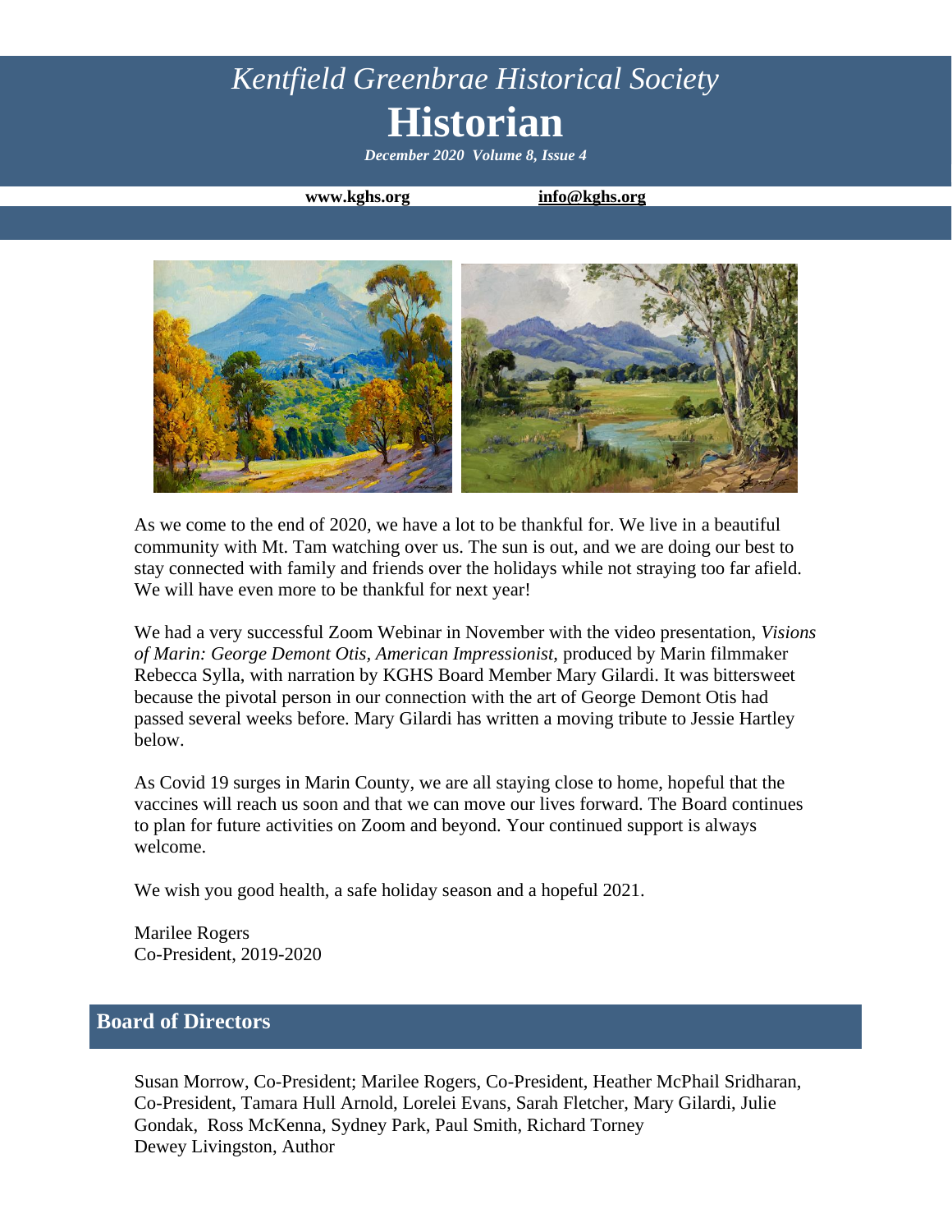*Kentfield Greenbrae Historical Society*

# Historian

***December 2020  Volume 8, Issue 4***

**www.kghs.org** **info@kghs.org**

As we come to the end of 2020, we have a lot to be thankful for. We live in a beautiful community with Mt. Tam watching over us. The sun is out, and we are doing our best to stay connected with family and friends over the holidays while not straying too far afield. We will have even more to be thankful for next year!

We had a very successful Zoom Webinar in November with the video presentation, *Visions of Marin: George Demont Otis, American Impressionist,* produced by Marin filmmaker Rebecca Sylla, with narration by KGHS Board Member Mary Gilardi. It was bittersweet because the pivotal person in our connection with the art of George Demont Otis had passed several weeks before. Mary Gilardi has written a moving tribute to Jessie Hartley below.

As Covid 19 surges in Marin County, we are all staying close to home, hopeful that the vaccines will reach us soon and that we can move our lives forward. The Board continues to plan for future activities on Zoom and beyond. Your continued support is always welcome.

We wish you good health, a safe holiday season and a hopeful 2021.

Marilee Rogers
Co-President, 2019-2020

## Board of Directors

Susan Morrow, Co-President; Marilee Rogers, Co-President, Heather McPhail Sridharan, Co-President, Tamara Hull Arnold, Lorelei Evans, Sarah Fletcher, Mary Gilardi, Julie Gondak, Ross McKenna, Sydney Park, Paul Smith, Richard Torney
Dewey Livingston, Author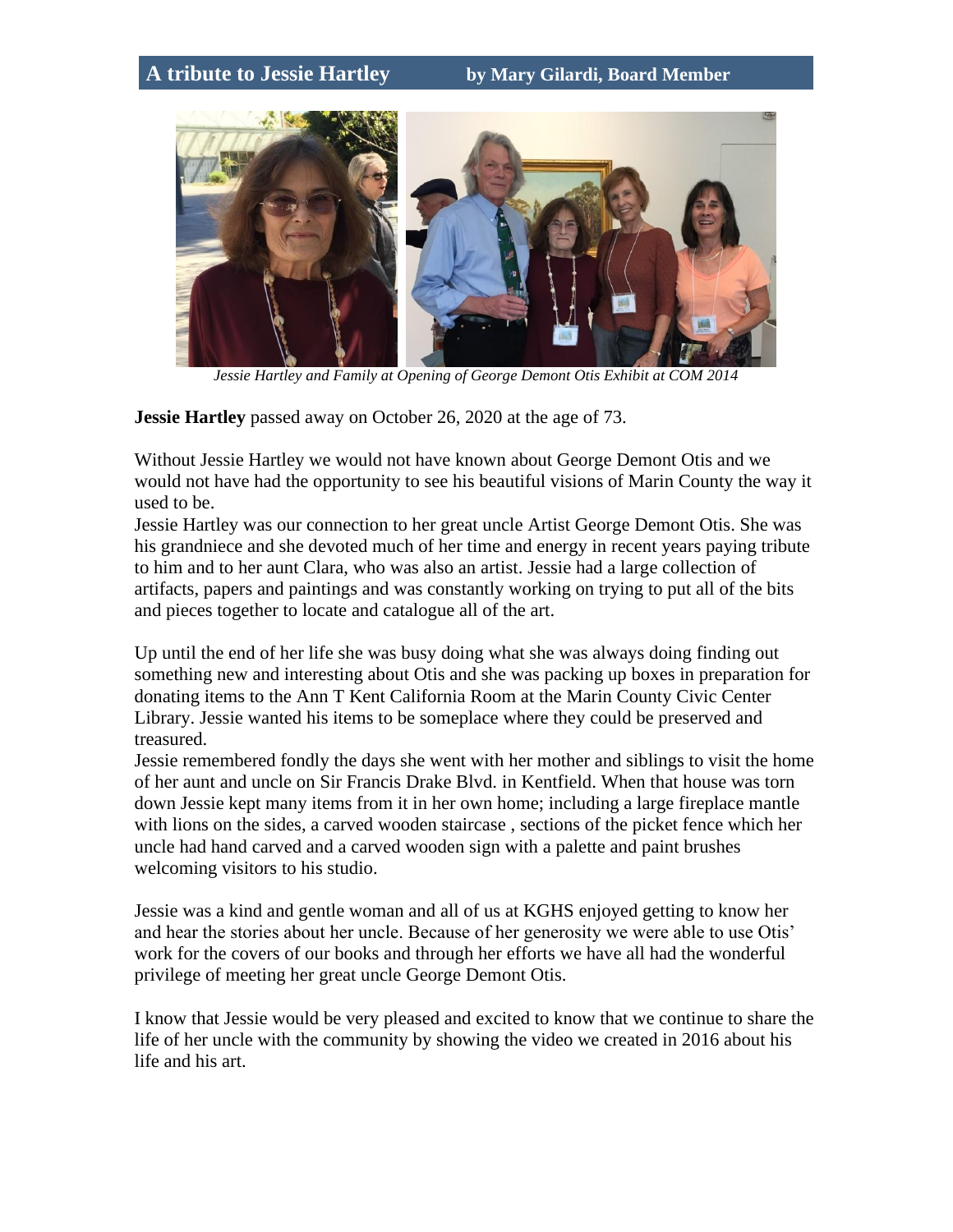## A tribute to Jessie Hartley **by Mary Gilardi, Board Member**

*Jessie Hartley and Family at Opening of George Demont Otis Exhibit at COM 2014*

**Jessie Hartley** passed away on October 26, 2020 at the age of 73.

Without Jessie Hartley we would not have known about George Demont Otis and we would not have had the opportunity to see his beautiful visions of Marin County the way it used to be.

Jessie Hartley was our connection to her great uncle Artist George Demont Otis. She was his grandniece and she devoted much of her time and energy in recent years paying tribute to him and to her aunt Clara, who was also an artist. Jessie had a large collection of artifacts, papers and paintings and was constantly working on trying to put all of the bits and pieces together to locate and catalogue all of the art.

Up until the end of her life she was busy doing what she was always doing finding out something new and interesting about Otis and she was packing up boxes in preparation for donating items to the Ann T Kent California Room at the Marin County Civic Center Library. Jessie wanted his items to be someplace where they could be preserved and treasured.

Jessie remembered fondly the days she went with her mother and siblings to visit the home of her aunt and uncle on Sir Francis Drake Blvd. in Kentfield. When that house was torn down Jessie kept many items from it in her own home; including a large fireplace mantle with lions on the sides, a carved wooden staircase , sections of the picket fence which her uncle had hand carved and a carved wooden sign with a palette and paint brushes welcoming visitors to his studio.

Jessie was a kind and gentle woman and all of us at KGHS enjoyed getting to know her and hear the stories about her uncle. Because of her generosity we were able to use Otis' work for the covers of our books and through her efforts we have all had the wonderful privilege of meeting her great uncle George Demont Otis.

I know that Jessie would be very pleased and excited to know that we continue to share the life of her uncle with the community by showing the video we created in 2016 about his life and his art.